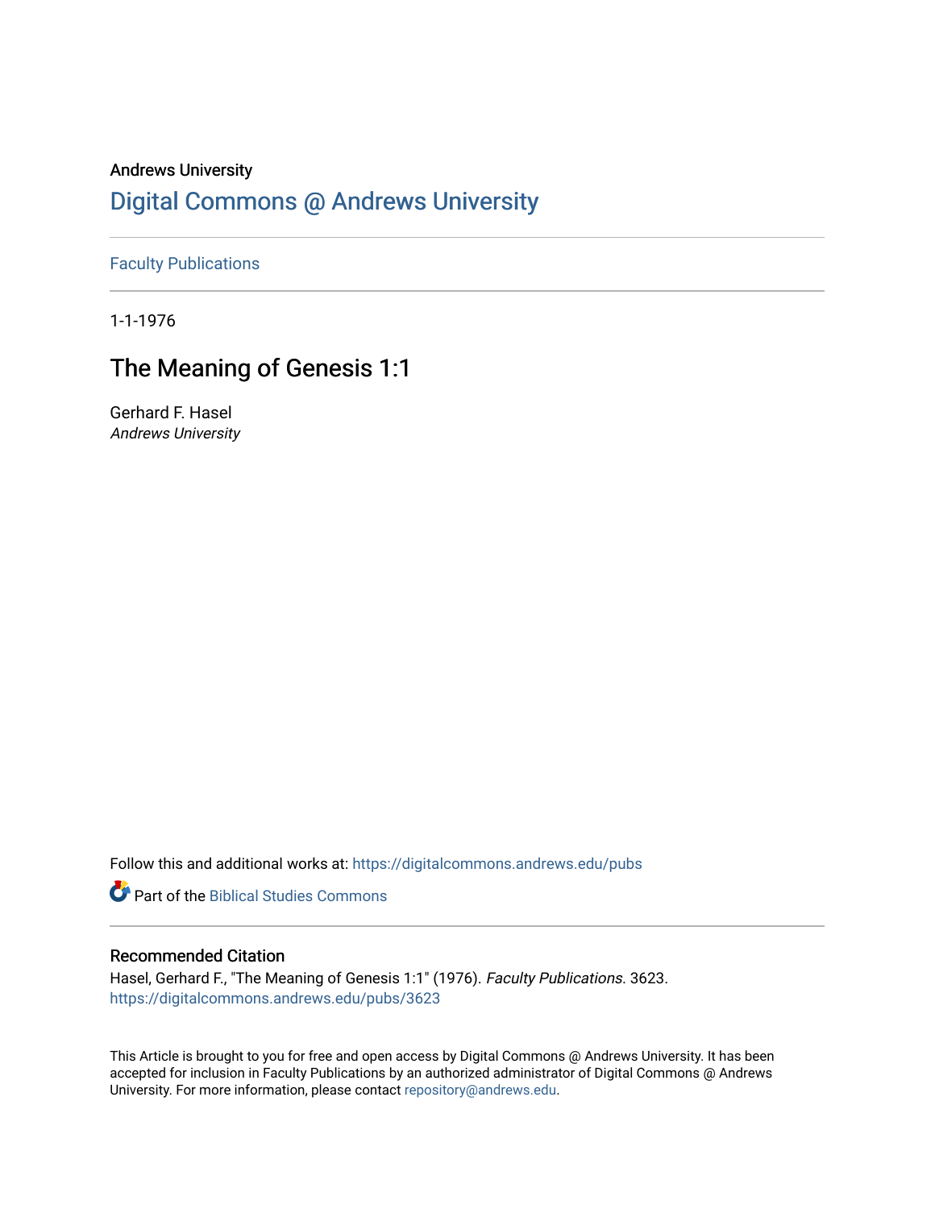Andrews University

# Digital Commons @ Andrews University

Faculty Publications

1-1-1976

## The Meaning of Genesis 1:1

Gerhard F. Hasel
*Andrews University*

Follow this and additional works at: https://digitalcommons.andrews.edu/pubs

Part of the Biblical Studies Commons

### Recommended Citation

Hasel, Gerhard F., "The Meaning of Genesis 1:1" (1976). *Faculty Publications.* 3623.
https://digitalcommons.andrews.edu/pubs/3623

This Article is brought to you for free and open access by Digital Commons @ Andrews University. It has been accepted for inclusion in Faculty Publications by an authorized administrator of Digital Commons @ Andrews University. For more information, please contact repository@andrews.edu.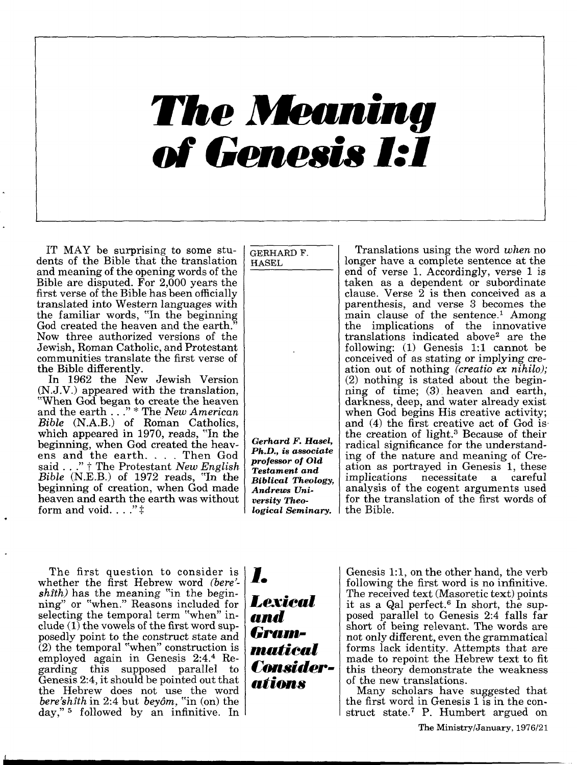# The Meaning of Genesis 1:1

GERHARD F. HASEL

*Gerhard F. Hasel, Ph.D., is associate professor of Old Testament and Biblical Theology, Andrews University Theological Seminary.*

IT MAY be surprising to some students of the Bible that the translation and meaning of the opening words of the Bible are disputed. For 2,000 years the first verse of the Bible has been officially translated into Western languages with the familiar words, "In the beginning God created the heaven and the earth." Now three authorized versions of the Jewish, Roman Catholic, and Protestant communities translate the first verse of the Bible differently.

In 1962 the New Jewish Version (N.J.V.) appeared with the translation, "When God began to create the heaven and the earth . . ." * The *New American Bible* (N.A.B.) of Roman Catholics, which appeared in 1970, reads, "In the beginning, when God created the heavens and the earth. . . . Then God said . . ." † The Protestant *New English Bible* (N.E.B.) of 1972 reads, "In the beginning of creation, when God made heaven and earth the earth was without form and void. . . ." ‡

Translations using the word *when* no longer have a complete sentence at the end of verse 1. Accordingly, verse 1 is taken as a dependent or subordinate clause. Verse 2 is then conceived as a parenthesis, and verse 3 becomes the main clause of the sentence.[1] Among the implications of the innovative translations indicated above[2] are the following: (1) Genesis 1:1 cannot be conceived of as stating or implying creation out of nothing *(creatio ex nihilo)*; (2) nothing is stated about the beginning of time; (3) heaven and earth, darkness, deep, and water already exist when God begins His creative activity; and (4) the first creative act of God is the creation of light.[3] Because of their radical significance for the understanding of the nature and meaning of Creation as portrayed in Genesis 1, these implications necessitate a careful analysis of the cogent arguments used for the translation of the first words of the Bible.

## I. Lexical and Grammatical Considerations

The first question to consider is whether the first Hebrew word *(bere'shîth)* has the meaning "in the beginning" or "when." Reasons included for selecting the temporal term "when" include (1) the vowels of the first word supposedly point to the construct state and (2) the temporal "when" construction is employed again in Genesis 2:4.[4] Regarding this supposed parallel to Genesis 2:4, it should be pointed out that the Hebrew does not use the word *bere'shîth* in 2:4 but *beyôm*, "in (on) the day,"[5] followed by an infinitive. In Genesis 1:1, on the other hand, the verb following the first word is no infinitive. The received text (Masoretic text) points it as a Qal perfect.[6] In short, the supposed parallel to Genesis 2:4 falls far short of being relevant. The words are not only different, even the grammatical forms lack identity. Attempts that are made to repoint the Hebrew text to fit this theory demonstrate the weakness of the new translations.

Many scholars have suggested that the first word in Genesis 1 is in the construct state.[7] P. Humbert argued on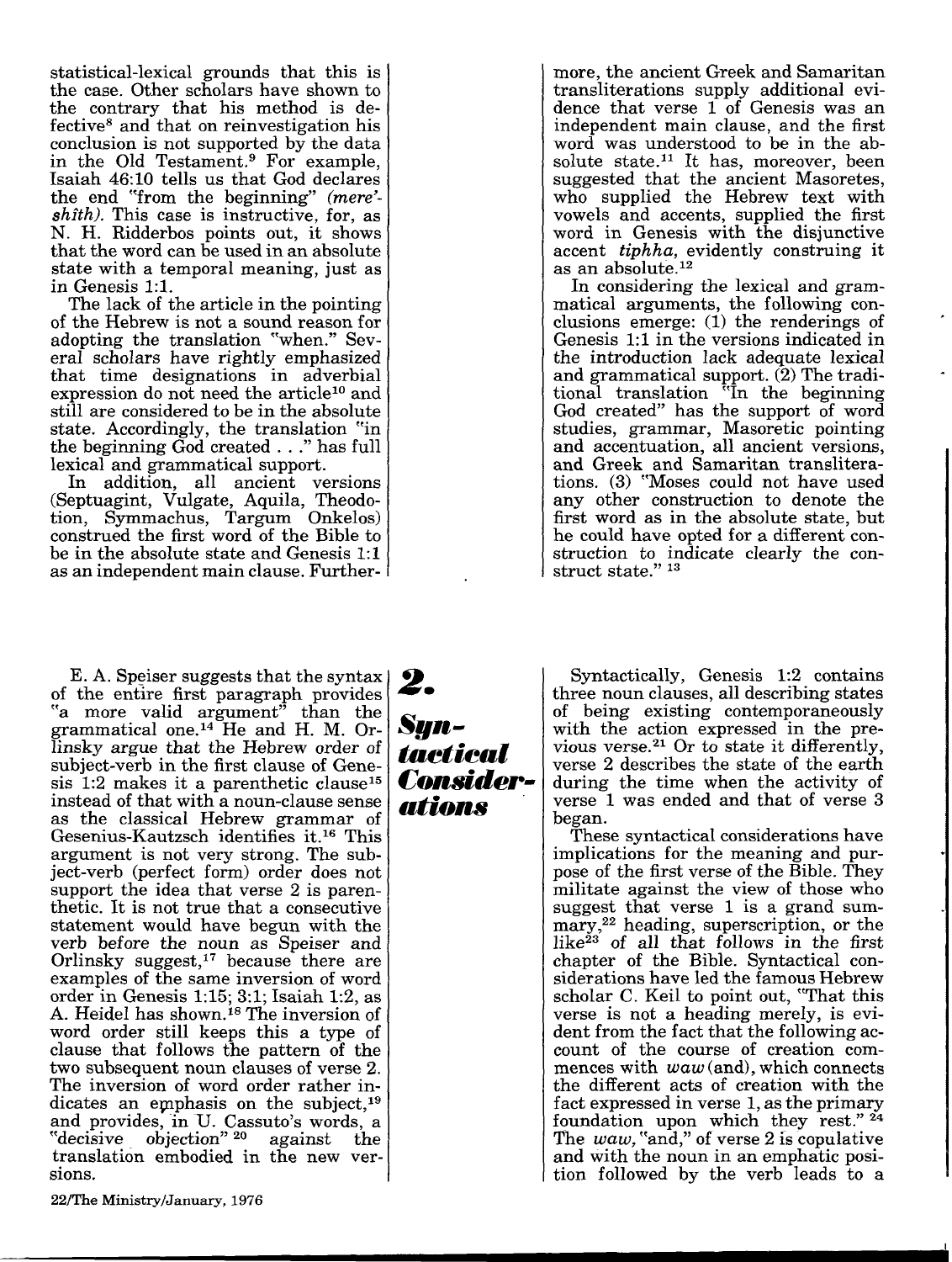statistical-lexical grounds that this is the case. Other scholars have shown to the contrary that his method is defective[8] and that on reinvestigation his conclusion is not supported by the data in the Old Testament.[9] For example, Isaiah 46:10 tells us that God declares the end "from the beginning" *(mere'shîth).* This case is instructive, for, as N. H. Ridderbos points out, it shows that the word can be used in an absolute state with a temporal meaning, just as in Genesis 1:1.

The lack of the article in the pointing of the Hebrew is not a sound reason for adopting the translation "when." Several scholars have rightly emphasized that time designations in adverbial expression do not need the article[10] and still are considered to be in the absolute state. Accordingly, the translation "in the beginning God created . . ." has full lexical and grammatical support.

In addition, all ancient versions (Septuagint, Vulgate, Aquila, Theodotion, Symmachus, Targum Onkelos) construed the first word of the Bible to be in the absolute state and Genesis 1:1 as an independent main clause. Furthermore, the ancient Greek and Samaritan transliterations supply additional evidence that verse 1 of Genesis was an independent main clause, and the first word was understood to be in the absolute state.[11] It has, moreover, been suggested that the ancient Masoretes, who supplied the Hebrew text with vowels and accents, supplied the first word in Genesis with the disjunctive accent *tiphha,* evidently construing it as an absolute.[12]

In considering the lexical and grammatical arguments, the following conclusions emerge: (1) the renderings of Genesis 1:1 in the versions indicated in the introduction lack adequate lexical and grammatical support. (2) The traditional translation "In the beginning God created" has the support of word studies, grammar, Masoretic pointing and accentuation, all ancient versions, and Greek and Samaritan transliterations. (3) "Moses could not have used any other construction to denote the first word as in the absolute state, but he could have opted for a different construction to indicate clearly the construct state." [13]

## 2. Syntactical Considerations

E. A. Speiser suggests that the syntax of the entire first paragraph provides "a more valid argument" than the grammatical one.[14] He and H. M. Orlinsky argue that the Hebrew order of subject-verb in the first clause of Genesis 1:2 makes it a parenthetic clause[15] instead of that with a noun-clause sense as the classical Hebrew grammar of Gesenius-Kautzsch identifies it.[16] This argument is not very strong. The subject-verb (perfect form) order does not support the idea that verse 2 is parenthetic. It is not true that a consecutive statement would have begun with the verb before the noun as Speiser and Orlinsky suggest,[17] because there are examples of the same inversion of word order in Genesis 1:15; 3:1; Isaiah 1:2, as A. Heidel has shown.[18] The inversion of word order still keeps this a type of clause that follows the pattern of the two subsequent noun clauses of verse 2. The inversion of word order rather indicates an emphasis on the subject,[19] and provides, in U. Cassuto's words, a "decisive objection" [20] against the translation embodied in the new versions.

Syntactically, Genesis 1:2 contains three noun clauses, all describing states of being existing contemporaneously with the action expressed in the previous verse.[21] Or to state it differently, verse 2 describes the state of the earth during the time when the activity of verse 1 was ended and that of verse 3 began.

These syntactical considerations have implications for the meaning and purpose of the first verse of the Bible. They militate against the view of those who suggest that verse 1 is a grand summary,[22] heading, superscription, or the like[23] of all that follows in the first chapter of the Bible. Syntactical considerations have led the famous Hebrew scholar C. Keil to point out, "That this verse is not a heading merely, is evident from the fact that the following account of the course of creation commences with *waw* (and), which connects the different acts of creation with the fact expressed in verse 1, as the primary foundation upon which they rest." [24] The *waw,* "and," of verse 2 is copulative and with the noun in an emphatic position followed by the verb leads to a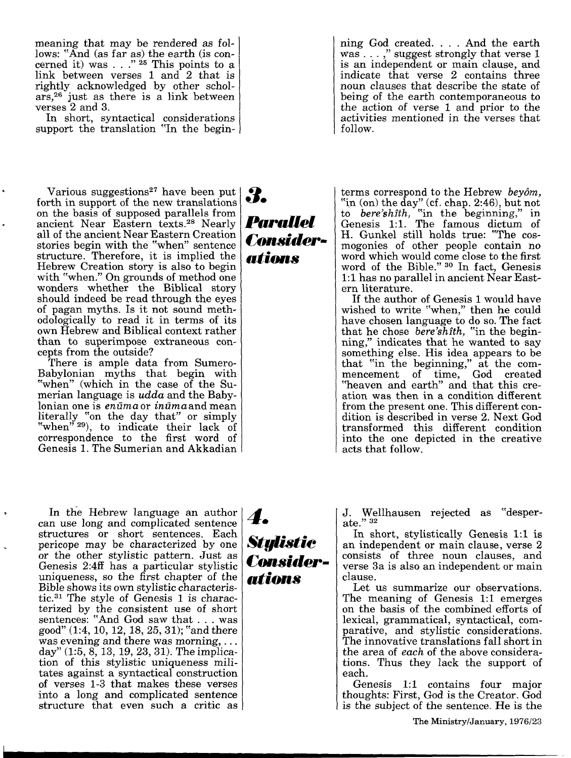meaning that may be rendered as follows: "And (as far as) the earth (is concerned it) was . . ." [25] This points to a link between verses 1 and 2 that is rightly acknowledged by other scholars,[26] just as there is a link between verses 2 and 3.

In short, syntactical considerations support the translation "In the beginning God created. . . . And the earth was . . . ," suggest strongly that verse 1 is an independent or main clause, and indicate that verse 2 contains three noun clauses that describe the state of being of the earth contemporaneous to the action of verse 1 and prior to the activities mentioned in the verses that follow.

## 3. Parallel Considerations

Various suggestions[27] have been put forth in support of the new translations on the basis of supposed parallels from ancient Near Eastern texts.[28] Nearly all of the ancient Near Eastern Creation stories begin with the "when" sentence structure. Therefore, it is implied the Hebrew Creation story is also to begin with "when." On grounds of method one wonders whether the Biblical story should indeed be read through the eyes of pagan myths. Is it not sound methodologically to read it in terms of its own Hebrew and Biblical context rather than to superimpose extraneous concepts from the outside?

There is ample data from Sumero-Babylonian myths that begin with "when" (which in the case of the Sumerian language is *udda* and the Babylonian one is *enūma* or *inūma* and mean literally "on the day that" or simply "when" [29]), to indicate their lack of correspondence to the first word of Genesis 1. The Sumerian and Akkadian terms correspond to the Hebrew *beyôm*, "in (on) the day" (cf. chap. 2:46), but not to *bere'shîth*, "in the beginning," in Genesis 1:1. The famous dictum of H. Gunkel still holds true: "The cosmogonies of other people contain no word which would come close to the first word of the Bible." [30] In fact, Genesis 1:1 has no parallel in ancient Near Eastern literature.

If the author of Genesis 1 would have wished to write "when," then he could have chosen language to do so. The fact that he chose *bere'shîth*, "in the beginning," indicates that he wanted to say something else. His idea appears to be that "in the beginning," at the commencement of time, God created "heaven and earth" and that this creation was then in a condition different from the present one. This different condition is described in verse 2. Next God transformed this different condition into the one depicted in the creative acts that follow.

## 4. Stylistic Considerations

In the Hebrew language an author can use long and complicated sentence structures or short sentences. Each pericope may be characterized by one or the other stylistic pattern. Just as Genesis 2:4ff has a particular stylistic uniqueness, so the first chapter of the Bible shows its own stylistic characteristic.[31] The style of Genesis 1 is characterized by the consistent use of short sentences: "And God saw that . . . was good" (1:4, 10, 12, 18, 25, 31); "and there was evening and there was morning, . . . day" (1:5, 8, 13, 19, 23, 31). The implication of this stylistic uniqueness militates against a syntactical construction of verses 1-3 that makes these verses into a long and complicated sentence structure that even such a critic as J. Wellhausen rejected as "desperate." [32]

In short, stylistically Genesis 1:1 is an independent or main clause, verse 2 consists of three noun clauses, and verse 3a is also an independent or main clause.

Let us summarize our observations. The meaning of Genesis 1:1 emerges on the basis of the combined efforts of lexical, grammatical, syntactical, comparative, and stylistic considerations. The innovative translations fall short in the area of *each* of the above considerations. Thus they lack the support of each.

Genesis 1:1 contains four major thoughts: First, God is the Creator. God is the subject of the sentence. He is the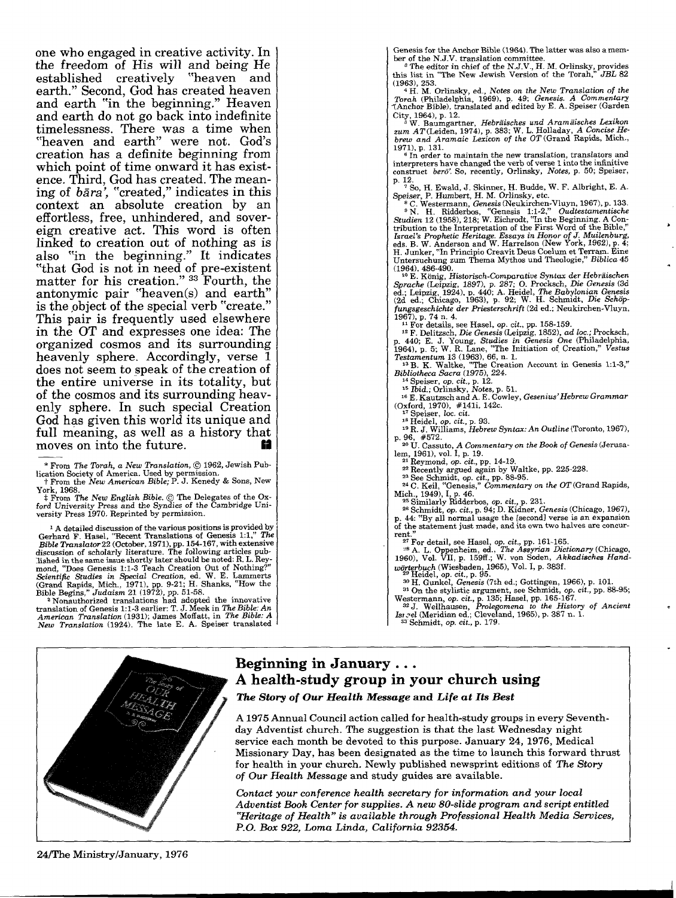one who engaged in creative activity. In the freedom of His will and being He established creatively "heaven and earth." Second, God has created heaven and earth "in the beginning." Heaven and earth do not go back into indefinite timelessness. There was a time when "heaven and earth" were not. God's creation has a definite beginning from which point of time onward it has existence. Third, God has created. The meaning of *bāra'*, "created," indicates in this context an absolute creation by an effortless, free, unhindered, and sovereign creative act. This word is often linked to creation out of nothing as is also "in the beginning." It indicates "that God is not in need of pre-existent matter for his creation."[33] Fourth, the antonymic pair "heaven(s) and earth" is the object of the special verb "create." This pair is frequently used elsewhere in the OT and expresses one idea: The organized cosmos and its surrounding heavenly sphere. Accordingly, verse 1 does not seem to speak of the creation of the entire universe in its totality, but of the cosmos and its surrounding heavenly sphere. In such special Creation God has given this world its unique and full meaning, as well as a history that moves on into the future.

\* From *The Torah, a New Translation*, © 1962, Jewish Publication Society of America. Used by permission.

† From the *New American Bible*; P. J. Kenedy & Sons, New York, 1968.

‡ From *The New English Bible*. © The Delegates of the Oxford University Press and the Syndics of the Cambridge University Press 1970. Reprinted by permission.

[1] A detailed discussion of the various positions is provided by Gerhard F. Hasel, "Recent Translations of Genesis 1:1," *The Bible Translator* 22 (October, 1971), pp. 154-167, with extensive discussion of scholarly literature. The following articles published in the same issue shortly later should be noted: R. L. Reymond, "Does Genesis 1:1-3 Teach Creation Out of Nothing?" *Scientific Studies in Special Creation*, ed. W. E. Lammerts (Grand Rapids, Mich., 1971), pp. 9-21; H. Shanks, "How the Bible Begins," *Judaism* 21 (1972), pp. 51-58.

[2] Nonauthorized translations had adopted the innovative translation of Genesis 1:1-3 earlier: T. J. Meek in *The Bible: An American Translation* (1931); James Moffatt, in *The Bible: A New Translation* (1924). The late E. A. Speiser translated Genesis for the Anchor Bible (1964). The latter was also a member of the N.J.V. translation committee.

[3] The editor in chief of the N.J.V., H. M. Orlinsky, provides this list in "The New Jewish Version of the Torah," *JBL* 82 (1963), 253.

[4] H. M. Orlinsky, ed., *Notes on the New Translation of the Torah* (Philadelphia, 1969), p. 49; *Genesis. A Commentary* (Anchor Bible), translated and edited by E. A. Speiser (Garden City, 1964), p. 12.

[5] W. Baumgartner, *Hebräisches und Aramäisches Lexikon zum AT* (Leiden, 1974), p. 383; W. L. Holladay, *A Concise Hebrew and Aramaic Lexicon of the OT* (Grand Rapids, Mich., 1971), p. 131.

[6] In order to maintain the new translation, translators and interpreters have changed the verb of verse 1 into the infinitive construct *berō'*. So, recently, Orlinsky, *Notes*, p. 50; Speiser, p. 12.

[7] So, H. Ewald, J. Skinner, H. Budde, W. F. Albright, E. A. Speiser, P. Humbert, H. M. Orlinsky, etc.

[8] C. Westermann, *Genesis* (Neukirchen-Vluyn, 1967), p. 133.

[9] N. H. Ridderbos, "Genesis 1:1-2," *Oudtestamentische Studien* 12 (1958), 218; W. Eichrodt, "In the Beginning. A Contribution to the Interpretation of the First Word of the Bible," *Israel's Prophetic Heritage. Essays in Honor of J. Muilenburg*, eds. B. W. Anderson and W. Harrelson (New York, 1962), p. 4; H. Junker, "In Principio Creavit Deus Coelum et Terram. Eine Untersuchung zum Thema Mythos und Theologie," *Biblica* 45 (1964), 486-490.

[10] E. König, *Historisch-Comparative Syntax der Hebräischen Sprache* (Leipzig, 1897), p. 287; O. Procksch, *Die Genesis* (3d ed.; Leipzig, 1924), p. 440; A. Heidel, *The Babylonian Genesis* (2d ed.; Chicago, 1963), p. 92; W. H. Schmidt, *Die Schöpfungsgeschichte der Priesterschrift* (2d ed.; Neukirchen-Vluyn, 1967), p. 74 n. 4.

[11] For details, see Hasel, *op. cit.*, pp. 158-159.

[12] F. Delitzsch, *Die Genesis* (Leipzig, 1852), *ad loc.*; Procksch, p. 440; E. J. Young, *Studies in Genesis One* (Philadelphia, 1964), p. 5; W. R. Lane, "The Initiation of Creation," *Vestus Testamentum* 13 (1963), 66, n. 1.

[13] B. K. Waltke, "The Creation Account in Genesis 1:1-3," *Bibliotheca Sacra* (1975), 224.

[14] Speiser, *op. cit.*, p. 12.

[15] *Ibid.*; Orlinsky, *Notes*, p. 51.

[16] E. Kautzsch and A. E. Cowley, *Gesenius' Hebrew Grammar* (Oxford, 1970), #141i, 142c.

[17] Speiser, *loc. cit.*

[18] Heidel, *op. cit.*, p. 93.

[19] R. J. Williams, *Hebrew Syntax: An Outline* (Toronto, 1967), p. 96, #572.

[20] U. Cassuto, *A Commentary on the Book of Genesis* (Jerusalem, 1961), vol. I, p. 19.

[21] Reymond, *op. cit.*, pp. 14-19.

[22] Recently argued again by Waltke, pp. 225-228.

[23] See Schmidt, *op. cit.*, pp. 88-95.

[24] C. Keil, "Genesis," *Commentary on the OT* (Grand Rapids, Mich., 1949), I, p. 46.

[25] Similarly Ridderbos, *op. cit.*, p. 231.

[26] Schmidt, *op. cit.*, p. 94; D. Kidner, *Genesis* (Chicago, 1967), p. 44: "By all normal usage the [second] verse is an expansion of the statement just made, and its own two halves are concurrent."

[27] For detail, see Hasel, *op. cit.*, pp. 161-165.

[28] A. L. Oppenheim, ed., *The Assyrian Dictionary* (Chicago, 1960), Vol. VII, p. 159ff.; W. von Soden, *Akkadisches Handwörterbuch* (Wiesbaden, 1965), Vol. I, p. 383f.

[29] Heidel, *op. cit.*, p. 95.

[30] H. Gunkel, *Genesis* (7th ed.; Gottingen, 1966), p. 101.

[31] On the stylistic argument, see Schmidt, *op. cit.*, pp. 88-95; Westermann, *op. cit.*, p. 135; Hasel, pp. 165-167.

[32] J. Wellhausen, *Prolegomena to the History of Ancient Israel* (Meridian ed.; Cleveland, 1965), p. 387 n. 1.

[33] Schmidt, *op. cit.*, p. 179.

## Beginning in January . . .
## A health-study group in your church using

***The Story of Our Health Message* and *Life at Its Best***

A 1975 Annual Council action called for health-study groups in every Seventh-day Adventist church. The suggestion is that the last Wednesday night service each month be devoted to this purpose. January 24, 1976, Medical Missionary Day, has been designated as the time to launch this forward thrust for health in your church. Newly published newsprint editions of *The Story of Our Health Message* and study guides are available.

*Contact your conference health secretary for information and your local Adventist Book Center for supplies. A new 80-slide program and script entitled "Heritage of Health" is available through Professional Health Media Services, P.O. Box 922, Loma Linda, California 92354.*